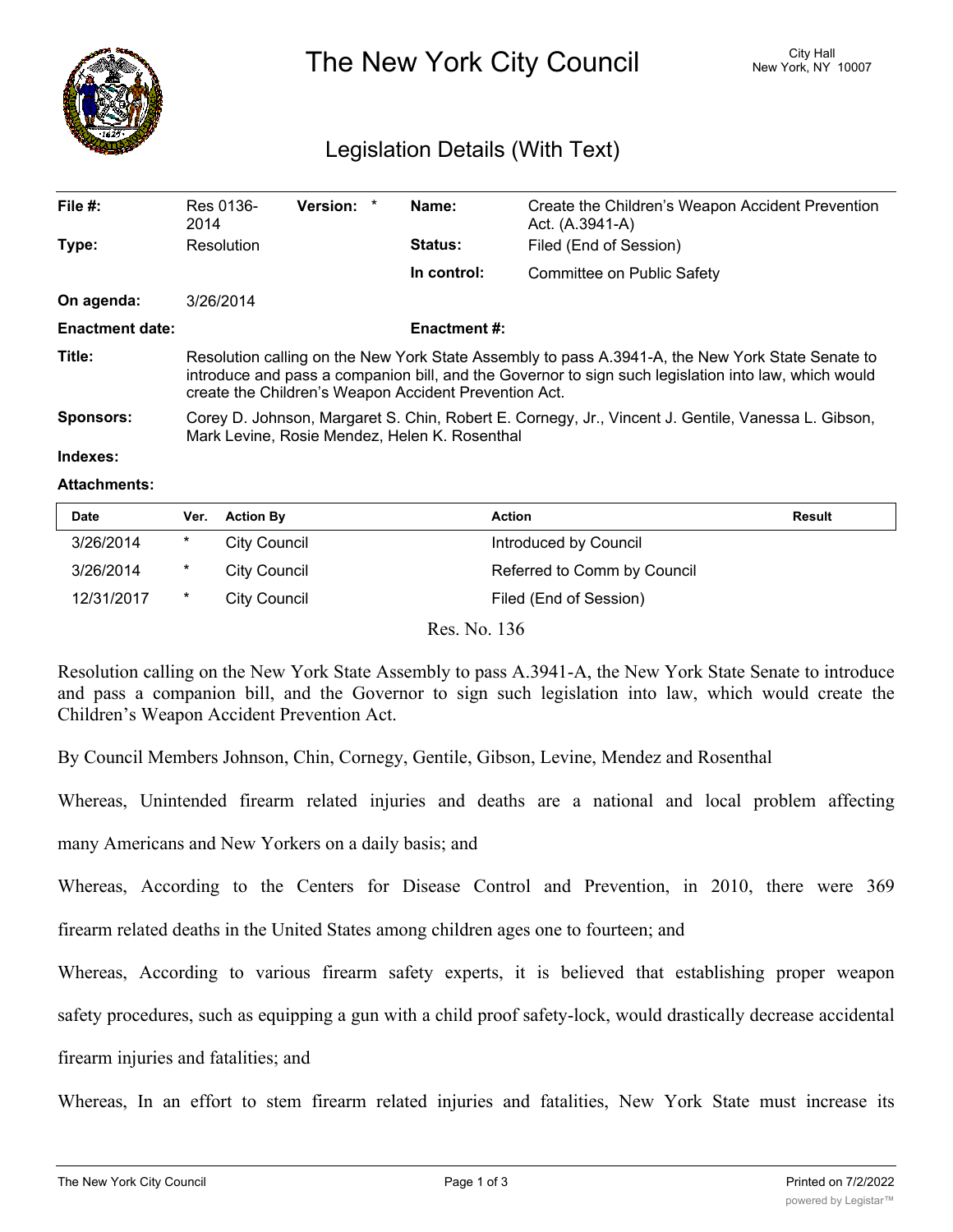# The New York City Council

City Hall
New York, NY 10007

## Legislation Details (With Text)

| | | | | | |
|---|---|---|---|---|---|
| **File #:** | Res 0136-2014 | **Version:** * | | **Name:** | Create the Children's Weapon Accident Prevention Act. (A.3941-A) |
| **Type:** | Resolution | | | **Status:** | Filed (End of Session) |
| | | | | **In control:** | Committee on Public Safety |
| **On agenda:** | 3/26/2014 | | | | |
| **Enactment date:** | | | | **Enactment #:** | |

**Title:** Resolution calling on the New York State Assembly to pass A.3941-A, the New York State Senate to introduce and pass a companion bill, and the Governor to sign such legislation into law, which would create the Children's Weapon Accident Prevention Act.

**Sponsors:** Corey D. Johnson, Margaret S. Chin, Robert E. Cornegy, Jr., Vincent J. Gentile, Vanessa L. Gibson, Mark Levine, Rosie Mendez, Helen K. Rosenthal

**Indexes:**

**Attachments:**

| Date | Ver. | Action By | Action | Result |
|---|---|---|---|---|
| 3/26/2014 | * | City Council | Introduced by Council | |
| 3/26/2014 | * | City Council | Referred to Comm by Council | |
| 12/31/2017 | * | City Council | Filed (End of Session) | |

Res. No. 136

Resolution calling on the New York State Assembly to pass A.3941-A, the New York State Senate to introduce and pass a companion bill, and the Governor to sign such legislation into law, which would create the Children's Weapon Accident Prevention Act.

By Council Members Johnson, Chin, Cornegy, Gentile, Gibson, Levine, Mendez and Rosenthal

Whereas, Unintended firearm related injuries and deaths are a national and local problem affecting many Americans and New Yorkers on a daily basis; and

Whereas, According to the Centers for Disease Control and Prevention, in 2010, there were 369 firearm related deaths in the United States among children ages one to fourteen; and

Whereas, According to various firearm safety experts, it is believed that establishing proper weapon safety procedures, such as equipping a gun with a child proof safety-lock, would drastically decrease accidental firearm injuries and fatalities; and

Whereas, In an effort to stem firearm related injuries and fatalities, New York State must increase its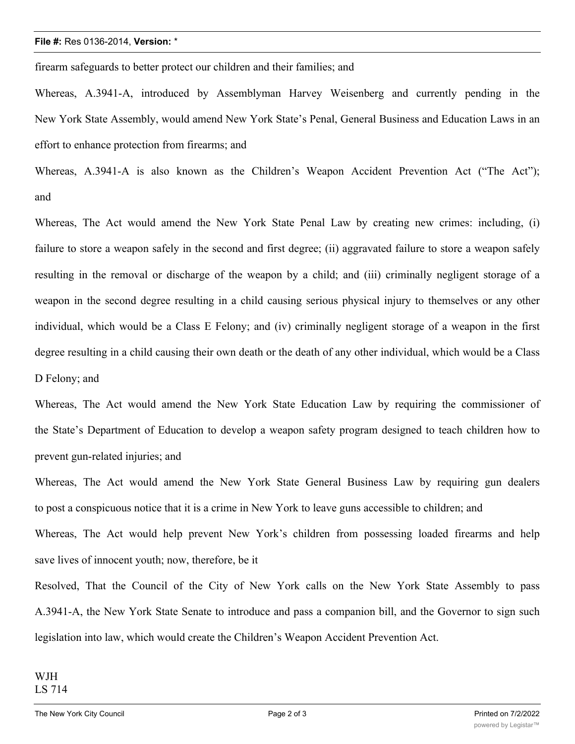firearm safeguards to better protect our children and their families; and

Whereas, A.3941-A, introduced by Assemblyman Harvey Weisenberg and currently pending in the New York State Assembly, would amend New York State's Penal, General Business and Education Laws in an effort to enhance protection from firearms; and

Whereas, A.3941-A is also known as the Children's Weapon Accident Prevention Act ("The Act"); and

Whereas, The Act would amend the New York State Penal Law by creating new crimes: including, (i) failure to store a weapon safely in the second and first degree; (ii) aggravated failure to store a weapon safely resulting in the removal or discharge of the weapon by a child; and (iii) criminally negligent storage of a weapon in the second degree resulting in a child causing serious physical injury to themselves or any other individual, which would be a Class E Felony; and (iv) criminally negligent storage of a weapon in the first degree resulting in a child causing their own death or the death of any other individual, which would be a Class D Felony; and

Whereas, The Act would amend the New York State Education Law by requiring the commissioner of the State's Department of Education to develop a weapon safety program designed to teach children how to prevent gun-related injuries; and

Whereas, The Act would amend the New York State General Business Law by requiring gun dealers to post a conspicuous notice that it is a crime in New York to leave guns accessible to children; and

Whereas, The Act would help prevent New York's children from possessing loaded firearms and help save lives of innocent youth; now, therefore, be it

Resolved, That the Council of the City of New York calls on the New York State Assembly to pass A.3941-A, the New York State Senate to introduce and pass a companion bill, and the Governor to sign such legislation into law, which would create the Children's Weapon Accident Prevention Act.

WJH
LS 714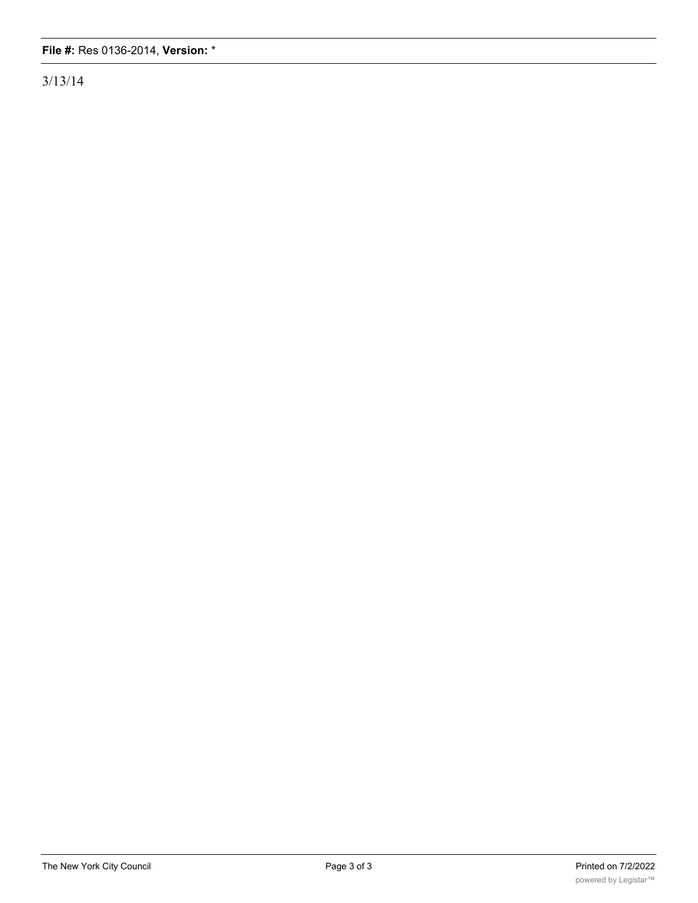3/13/14